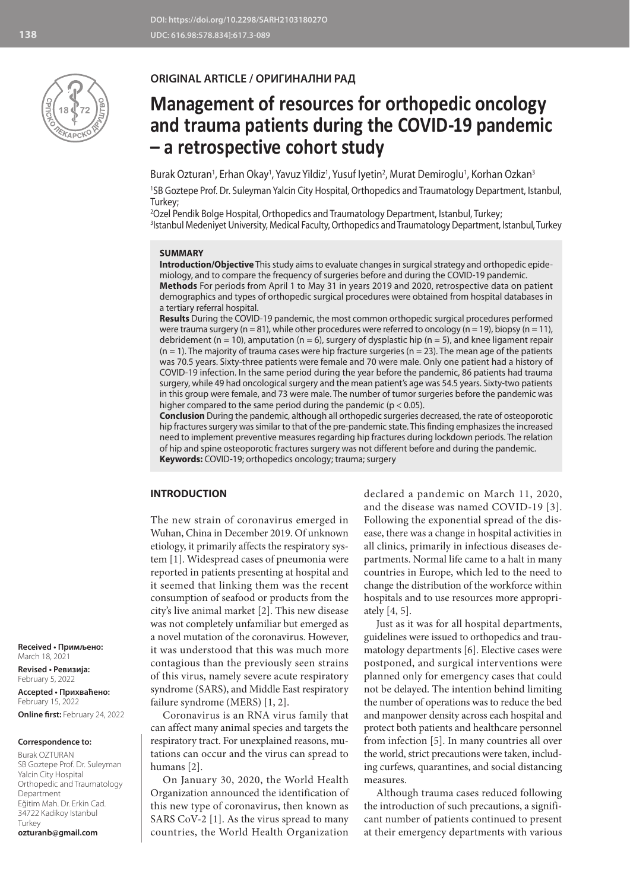DOI: https://doi.org/10.2298/SARH210318027O
UDC: 616.98:578.834]:617.3-089

**ORIGINAL ARTICLE / ОРИГИНАЛНИ РАД**

# Management of resources for orthopedic oncology and trauma patients during the COVID-19 pandemic – a retrospective cohort study

Burak Ozturan[1], Erhan Okay[1], Yavuz Yildiz[1], Yusuf Iyetin[2], Murat Demiroglu[1], Korhan Ozkan[3]

[1]SB Goztepe Prof. Dr. Suleyman Yalcin City Hospital, Orthopedics and Traumatology Department, Istanbul, Turkey;
[2]Ozel Pendik Bolge Hospital, Orthopedics and Traumatology Department, Istanbul, Turkey;
[3]Istanbul Medeniyet University, Medical Faculty, Orthopedics and Traumatology Department, Istanbul, Turkey

## SUMMARY

**Introduction/Objective** This study aims to evaluate changes in surgical strategy and orthopedic epidemiology, and to compare the frequency of surgeries before and during the COVID-19 pandemic.

**Methods** For periods from April 1 to May 31 in years 2019 and 2020, retrospective data on patient demographics and types of orthopedic surgical procedures were obtained from hospital databases in a tertiary referral hospital.

**Results** During the COVID-19 pandemic, the most common orthopedic surgical procedures performed were trauma surgery (n = 81), while other procedures were referred to oncology (n = 19), biopsy (n = 11), debridement (n = 10), amputation (n = 6), surgery of dysplastic hip (n = 5), and knee ligament repair (n = 1). The majority of trauma cases were hip fracture surgeries (n = 23). The mean age of the patients was 70.5 years. Sixty-three patients were female and 70 were male. Only one patient had a history of COVID-19 infection. In the same period during the year before the pandemic, 86 patients had trauma surgery, while 49 had oncological surgery and the mean patient's age was 54.5 years. Sixty-two patients in this group were female, and 73 were male. The number of tumor surgeries before the pandemic was higher compared to the same period during the pandemic ($p < 0.05$).

**Conclusion** During the pandemic, although all orthopedic surgeries decreased, the rate of osteoporotic hip fractures surgery was similar to that of the pre-pandemic state. This finding emphasizes the increased need to implement preventive measures regarding hip fractures during lockdown periods. The relation of hip and spine osteoporotic fractures surgery was not different before and during the pandemic.

**Keywords:** COVID-19; orthopedics oncology; trauma; surgery

**Received • Примљено:** March 18, 2021
**Revised • Ревизија:** February 5, 2022
**Accepted • Прихваћено:** February 15, 2022
**Online first:** February 24, 2022

**Correspondence to:**
Burak OZTURAN
SB Goztepe Prof. Dr. Suleyman Yalcin City Hospital
Orthopedic and Traumatology Department
Eğitim Mah. Dr. Erkin Cad.
34722 Kadikoy Istanbul
Turkey
**ozturanb@gmail.com**

## INTRODUCTION

The new strain of coronavirus emerged in Wuhan, China in December 2019. Of unknown etiology, it primarily affects the respiratory system [1]. Widespread cases of pneumonia were reported in patients presenting at hospital and it seemed that linking them was the recent consumption of seafood or products from the city's live animal market [2]. This new disease was not completely unfamiliar but emerged as a novel mutation of the coronavirus. However, it was understood that this was much more contagious than the previously seen strains of this virus, namely severe acute respiratory syndrome (SARS), and Middle East respiratory failure syndrome (MERS) [1, 2].

Coronavirus is an RNA virus family that can affect many animal species and targets the respiratory tract. For unexplained reasons, mutations can occur and the virus can spread to humans [2].

On January 30, 2020, the World Health Organization announced the identification of this new type of coronavirus, then known as SARS CoV-2 [1]. As the virus spread to many countries, the World Health Organization declared a pandemic on March 11, 2020, and the disease was named COVID-19 [3]. Following the exponential spread of the disease, there was a change in hospital activities in all clinics, primarily in infectious diseases departments. Normal life came to a halt in many countries in Europe, which led to the need to change the distribution of the workforce within hospitals and to use resources more appropriately [4, 5].

Just as it was for all hospital departments, guidelines were issued to orthopedics and traumatology departments [6]. Elective cases were postponed, and surgical interventions were planned only for emergency cases that could not be delayed. The intention behind limiting the number of operations was to reduce the bed and manpower density across each hospital and protect both patients and healthcare personnel from infection [5]. In many countries all over the world, strict precautions were taken, including curfews, quarantines, and social distancing measures.

Although trauma cases reduced following the introduction of such precautions, a significant number of patients continued to present at their emergency departments with various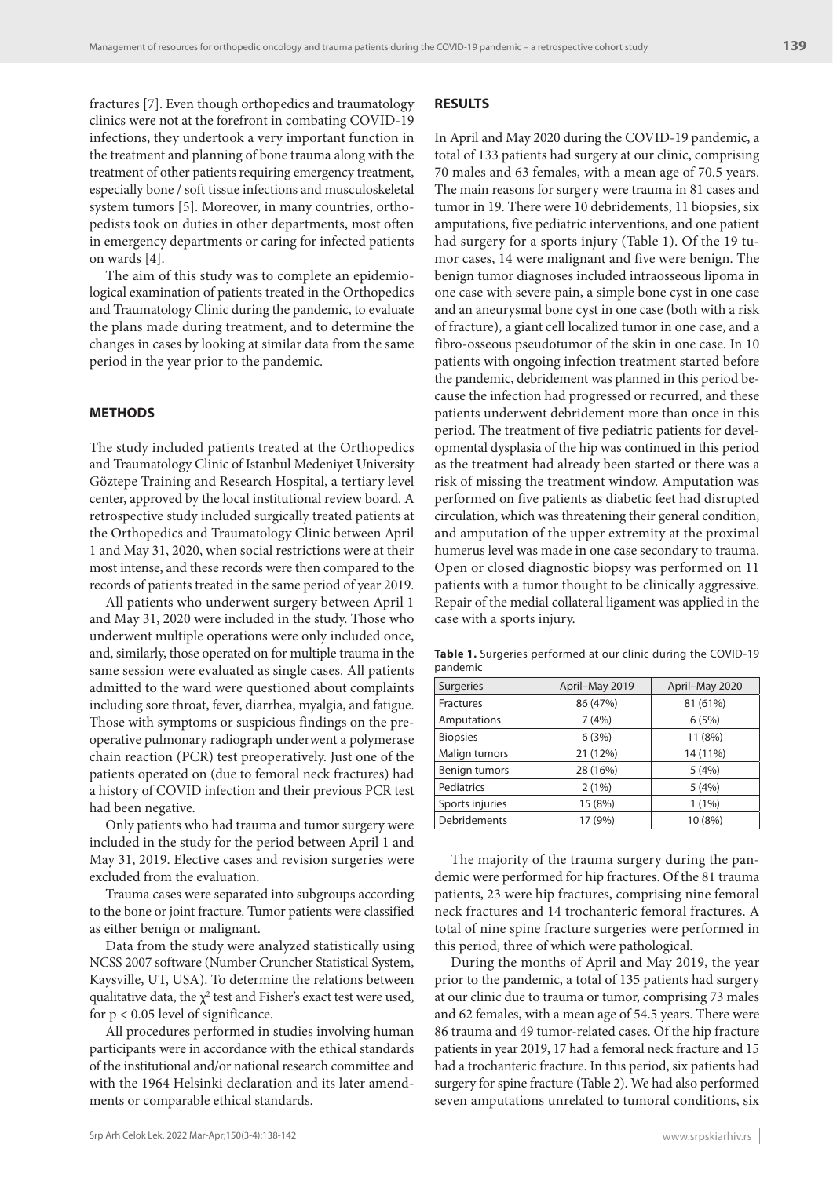fractures [7]. Even though orthopedics and traumatology clinics were not at the forefront in combating COVID-19 infections, they undertook a very important function in the treatment and planning of bone trauma along with the treatment of other patients requiring emergency treatment, especially bone / soft tissue infections and musculoskeletal system tumors [5]. Moreover, in many countries, orthopedists took on duties in other departments, most often in emergency departments or caring for infected patients on wards [4].

The aim of this study was to complete an epidemiological examination of patients treated in the Orthopedics and Traumatology Clinic during the pandemic, to evaluate the plans made during treatment, and to determine the changes in cases by looking at similar data from the same period in the year prior to the pandemic.

## METHODS

The study included patients treated at the Orthopedics and Traumatology Clinic of Istanbul Medeniyet University Göztepe Training and Research Hospital, a tertiary level center, approved by the local institutional review board. A retrospective study included surgically treated patients at the Orthopedics and Traumatology Clinic between April 1 and May 31, 2020, when social restrictions were at their most intense, and these records were then compared to the records of patients treated in the same period of year 2019.

All patients who underwent surgery between April 1 and May 31, 2020 were included in the study. Those who underwent multiple operations were only included once, and, similarly, those operated on for multiple trauma in the same session were evaluated as single cases. All patients admitted to the ward were questioned about complaints including sore throat, fever, diarrhea, myalgia, and fatigue. Those with symptoms or suspicious findings on the preoperative pulmonary radiograph underwent a polymerase chain reaction (PCR) test preoperatively. Just one of the patients operated on (due to femoral neck fractures) had a history of COVID infection and their previous PCR test had been negative.

Only patients who had trauma and tumor surgery were included in the study for the period between April 1 and May 31, 2019. Elective cases and revision surgeries were excluded from the evaluation.

Trauma cases were separated into subgroups according to the bone or joint fracture. Tumor patients were classified as either benign or malignant.

Data from the study were analyzed statistically using NCSS 2007 software (Number Cruncher Statistical System, Kaysville, UT, USA). To determine the relations between qualitative data, the $\chi^2$ test and Fisher's exact test were used, for $p < 0.05$ level of significance.

All procedures performed in studies involving human participants were in accordance with the ethical standards of the institutional and/or national research committee and with the 1964 Helsinki declaration and its later amendments or comparable ethical standards.

## RESULTS

In April and May 2020 during the COVID-19 pandemic, a total of 133 patients had surgery at our clinic, comprising 70 males and 63 females, with a mean age of 70.5 years. The main reasons for surgery were trauma in 81 cases and tumor in 19. There were 10 debridements, 11 biopsies, six amputations, five pediatric interventions, and one patient had surgery for a sports injury (Table 1). Of the 19 tumor cases, 14 were malignant and five were benign. The benign tumor diagnoses included intraosseous lipoma in one case with severe pain, a simple bone cyst in one case and an aneurysmal bone cyst in one case (both with a risk of fracture), a giant cell localized tumor in one case, and a fibro-osseous pseudotumor of the skin in one case. In 10 patients with ongoing infection treatment started before the pandemic, debridement was planned in this period because the infection had progressed or recurred, and these patients underwent debridement more than once in this period. The treatment of five pediatric patients for developmental dysplasia of the hip was continued in this period as the treatment had already been started or there was a risk of missing the treatment window. Amputation was performed on five patients as diabetic feet had disrupted circulation, which was threatening their general condition, and amputation of the upper extremity at the proximal humerus level was made in one case secondary to trauma. Open or closed diagnostic biopsy was performed on 11 patients with a tumor thought to be clinically aggressive. Repair of the medial collateral ligament was applied in the case with a sports injury.

**Table 1.** Surgeries performed at our clinic during the COVID-19 pandemic

| Surgeries | April–May 2019 | April–May 2020 |
|---|---|---|
| Fractures | 86 (47%) | 81 (61%) |
| Amputations | 7 (4%) | 6 (5%) |
| Biopsies | 6 (3%) | 11 (8%) |
| Malign tumors | 21 (12%) | 14 (11%) |
| Benign tumors | 28 (16%) | 5 (4%) |
| Pediatrics | 2 (1%) | 5 (4%) |
| Sports injuries | 15 (8%) | 1 (1%) |
| Debridements | 17 (9%) | 10 (8%) |

The majority of the trauma surgery during the pandemic were performed for hip fractures. Of the 81 trauma patients, 23 were hip fractures, comprising nine femoral neck fractures and 14 trochanteric femoral fractures. A total of nine spine fracture surgeries were performed in this period, three of which were pathological.

During the months of April and May 2019, the year prior to the pandemic, a total of 135 patients had surgery at our clinic due to trauma or tumor, comprising 73 males and 62 females, with a mean age of 54.5 years. There were 86 trauma and 49 tumor-related cases. Of the hip fracture patients in year 2019, 17 had a femoral neck fracture and 15 had a trochanteric fracture. In this period, six patients had surgery for spine fracture (Table 2). We had also performed seven amputations unrelated to tumoral conditions, six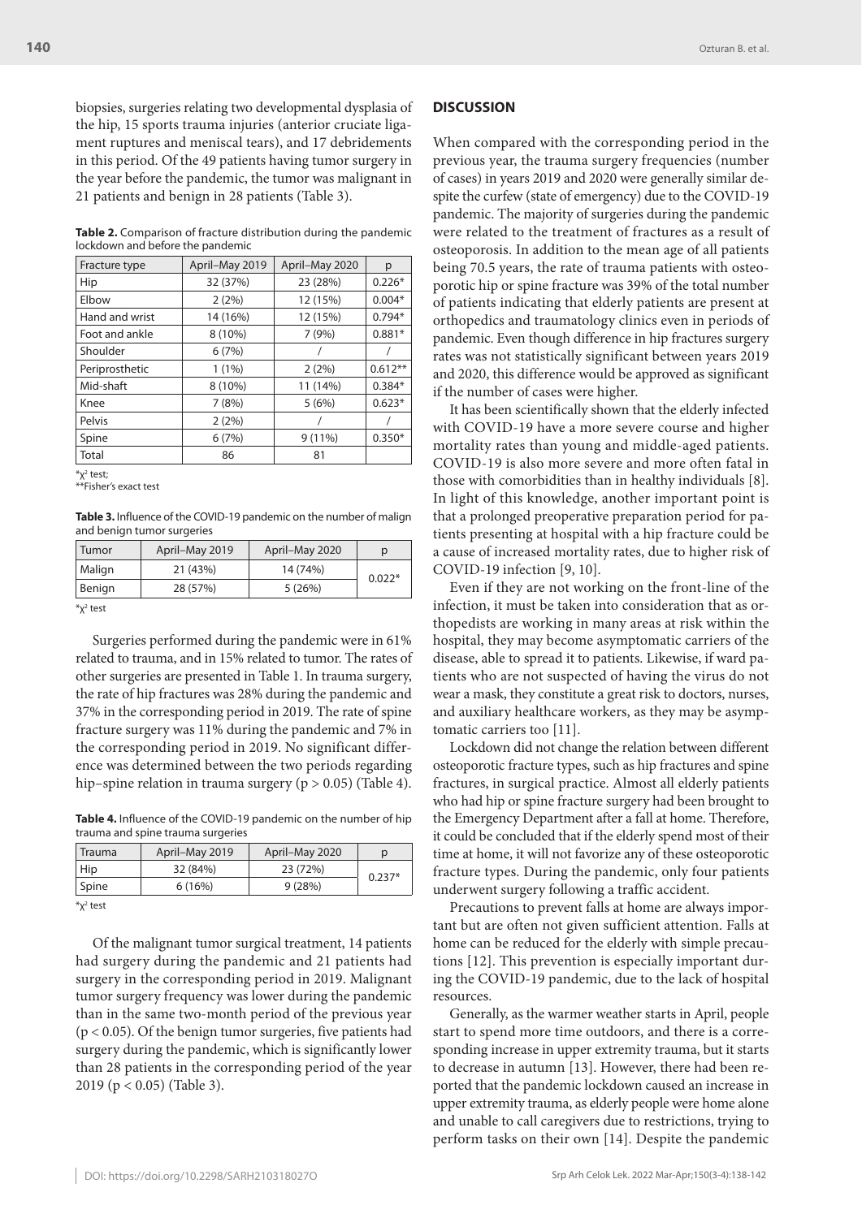biopsies, surgeries relating two developmental dysplasia of the hip, 15 sports trauma injuries (anterior cruciate ligament ruptures and meniscal tears), and 17 debridements in this period. Of the 49 patients having tumor surgery in the year before the pandemic, the tumor was malignant in 21 patients and benign in 28 patients (Table 3).

**Table 2.** Comparison of fracture distribution during the pandemic lockdown and before the pandemic

| Fracture type | April–May 2019 | April–May 2020 | p |
|---|---|---|---|
| Hip | 32 (37%) | 23 (28%) | 0.226* |
| Elbow | 2 (2%) | 12 (15%) | 0.004* |
| Hand and wrist | 14 (16%) | 12 (15%) | 0.794* |
| Foot and ankle | 8 (10%) | 7 (9%) | 0.881* |
| Shoulder | 6 (7%) | / | / |
| Periprosthetic | 1 (1%) | 2 (2%) | 0.612** |
| Mid-shaft | 8 (10%) | 11 (14%) | 0.384* |
| Knee | 7 (8%) | 5 (6%) | 0.623* |
| Pelvis | 2 (2%) | / | / |
| Spine | 6 (7%) | 9 (11%) | 0.350* |
| Total | 86 | 81 | |

*$\chi^2$ test;
**Fisher's exact test

**Table 3.** Influence of the COVID-19 pandemic on the number of malign and benign tumor surgeries

| Tumor | April–May 2019 | April–May 2020 | p |
|---|---|---|---|
| Malign | 21 (43%) | 14 (74%) | 0.022* |
| Benign | 28 (57%) | 5 (26%) | |

*$\chi^2$ test

Surgeries performed during the pandemic were in 61% related to trauma, and in 15% related to tumor. The rates of other surgeries are presented in Table 1. In trauma surgery, the rate of hip fractures was 28% during the pandemic and 37% in the corresponding period in 2019. The rate of spine fracture surgery was 11% during the pandemic and 7% in the corresponding period in 2019. No significant difference was determined between the two periods regarding hip–spine relation in trauma surgery ($p > 0.05$) (Table 4).

**Table 4.** Influence of the COVID-19 pandemic on the number of hip trauma and spine trauma surgeries

| Trauma | April–May 2019 | April–May 2020 | p |
|---|---|---|---|
| Hip | 32 (84%) | 23 (72%) | 0.237* |
| Spine | 6 (16%) | 9 (28%) | |

*$\chi^2$ test

Of the malignant tumor surgical treatment, 14 patients had surgery during the pandemic and 21 patients had surgery in the corresponding period in 2019. Malignant tumor surgery frequency was lower during the pandemic than in the same two-month period of the previous year ($p < 0.05$). Of the benign tumor surgeries, five patients had surgery during the pandemic, which is significantly lower than 28 patients in the corresponding period of the year 2019 ($p < 0.05$) (Table 3).

## DISCUSSION

When compared with the corresponding period in the previous year, the trauma surgery frequencies (number of cases) in years 2019 and 2020 were generally similar despite the curfew (state of emergency) due to the COVID-19 pandemic. The majority of surgeries during the pandemic were related to the treatment of fractures as a result of osteoporosis. In addition to the mean age of all patients being 70.5 years, the rate of trauma patients with osteoporotic hip or spine fracture was 39% of the total number of patients indicating that elderly patients are present at orthopedics and traumatology clinics even in periods of pandemic. Even though difference in hip fractures surgery rates was not statistically significant between years 2019 and 2020, this difference would be approved as significant if the number of cases were higher.

It has been scientifically shown that the elderly infected with COVID-19 have a more severe course and higher mortality rates than young and middle-aged patients. COVID-19 is also more severe and more often fatal in those with comorbidities than in healthy individuals [8]. In light of this knowledge, another important point is that a prolonged preoperative preparation period for patients presenting at hospital with a hip fracture could be a cause of increased mortality rates, due to higher risk of COVID-19 infection [9, 10].

Even if they are not working on the front-line of the infection, it must be taken into consideration that as orthopedists are working in many areas at risk within the hospital, they may become asymptomatic carriers of the disease, able to spread it to patients. Likewise, if ward patients who are not suspected of having the virus do not wear a mask, they constitute a great risk to doctors, nurses, and auxiliary healthcare workers, as they may be asymptomatic carriers too [11].

Lockdown did not change the relation between different osteoporotic fracture types, such as hip fractures and spine fractures, in surgical practice. Almost all elderly patients who had hip or spine fracture surgery had been brought to the Emergency Department after a fall at home. Therefore, it could be concluded that if the elderly spend most of their time at home, it will not favorize any of these osteoporotic fracture types. During the pandemic, only four patients underwent surgery following a traffic accident.

Precautions to prevent falls at home are always important but are often not given sufficient attention. Falls at home can be reduced for the elderly with simple precautions [12]. This prevention is especially important during the COVID-19 pandemic, due to the lack of hospital resources.

Generally, as the warmer weather starts in April, people start to spend more time outdoors, and there is a corresponding increase in upper extremity trauma, but it starts to decrease in autumn [13]. However, there had been reported that the pandemic lockdown caused an increase in upper extremity trauma, as elderly people were home alone and unable to call caregivers due to restrictions, trying to perform tasks on their own [14]. Despite the pandemic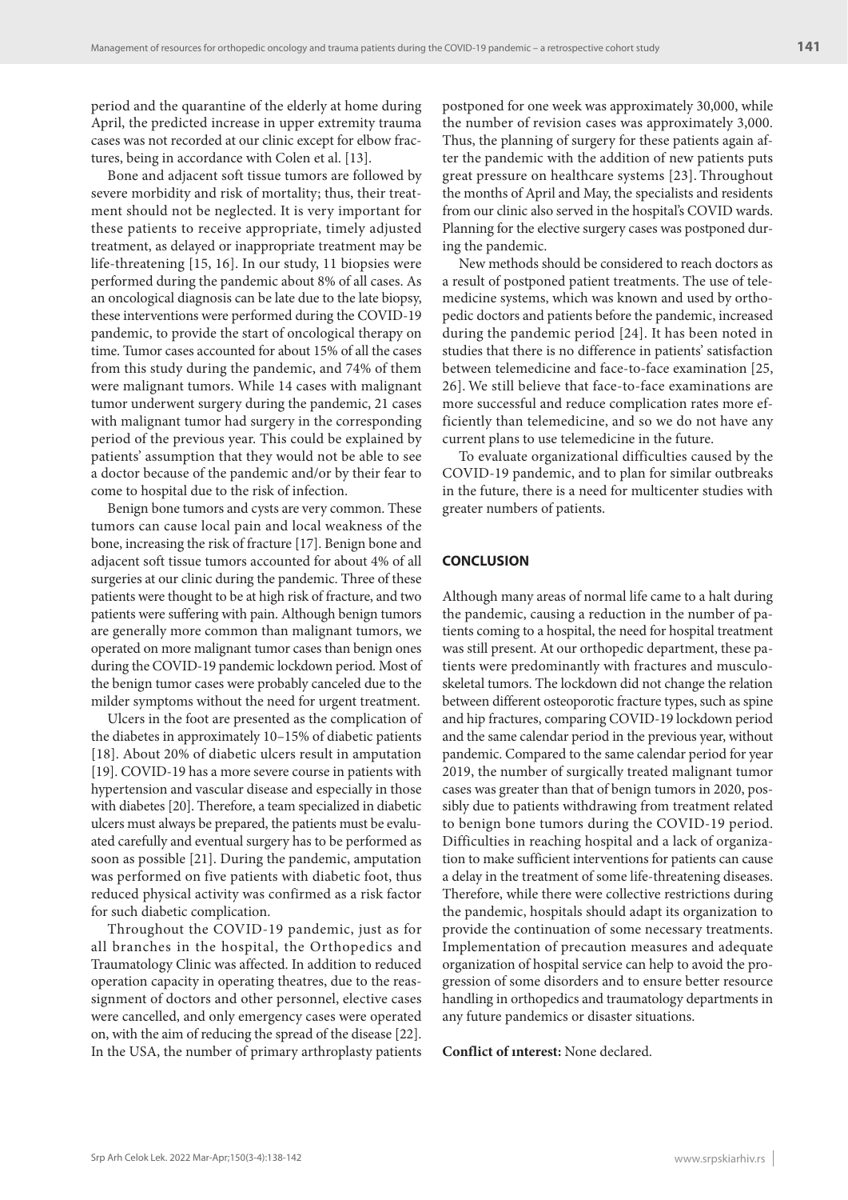period and the quarantine of the elderly at home during April, the predicted increase in upper extremity trauma cases was not recorded at our clinic except for elbow fractures, being in accordance with Colen et al. [13].

Bone and adjacent soft tissue tumors are followed by severe morbidity and risk of mortality; thus, their treatment should not be neglected. It is very important for these patients to receive appropriate, timely adjusted treatment, as delayed or inappropriate treatment may be life-threatening [15, 16]. In our study, 11 biopsies were performed during the pandemic about 8% of all cases. As an oncological diagnosis can be late due to the late biopsy, these interventions were performed during the COVID-19 pandemic, to provide the start of oncological therapy on time. Tumor cases accounted for about 15% of all the cases from this study during the pandemic, and 74% of them were malignant tumors. While 14 cases with malignant tumor underwent surgery during the pandemic, 21 cases with malignant tumor had surgery in the corresponding period of the previous year. This could be explained by patients' assumption that they would not be able to see a doctor because of the pandemic and/or by their fear to come to hospital due to the risk of infection.

Benign bone tumors and cysts are very common. These tumors can cause local pain and local weakness of the bone, increasing the risk of fracture [17]. Benign bone and adjacent soft tissue tumors accounted for about 4% of all surgeries at our clinic during the pandemic. Three of these patients were thought to be at high risk of fracture, and two patients were suffering with pain. Although benign tumors are generally more common than malignant tumors, we operated on more malignant tumor cases than benign ones during the COVID-19 pandemic lockdown period. Most of the benign tumor cases were probably canceled due to the milder symptoms without the need for urgent treatment.

Ulcers in the foot are presented as the complication of the diabetes in approximately 10–15% of diabetic patients [18]. About 20% of diabetic ulcers result in amputation [19]. COVID-19 has a more severe course in patients with hypertension and vascular disease and especially in those with diabetes [20]. Therefore, a team specialized in diabetic ulcers must always be prepared, the patients must be evaluated carefully and eventual surgery has to be performed as soon as possible [21]. During the pandemic, amputation was performed on five patients with diabetic foot, thus reduced physical activity was confirmed as a risk factor for such diabetic complication.

Throughout the COVID-19 pandemic, just as for all branches in the hospital, the Orthopedics and Traumatology Clinic was affected. In addition to reduced operation capacity in operating theatres, due to the reassignment of doctors and other personnel, elective cases were cancelled, and only emergency cases were operated on, with the aim of reducing the spread of the disease [22]. In the USA, the number of primary arthroplasty patients postponed for one week was approximately 30,000, while the number of revision cases was approximately 3,000. Thus, the planning of surgery for these patients again after the pandemic with the addition of new patients puts great pressure on healthcare systems [23]. Throughout the months of April and May, the specialists and residents from our clinic also served in the hospital's COVID wards. Planning for the elective surgery cases was postponed during the pandemic.

New methods should be considered to reach doctors as a result of postponed patient treatments. The use of telemedicine systems, which was known and used by orthopedic doctors and patients before the pandemic, increased during the pandemic period [24]. It has been noted in studies that there is no difference in patients' satisfaction between telemedicine and face-to-face examination [25, 26]. We still believe that face-to-face examinations are more successful and reduce complication rates more efficiently than telemedicine, and so we do not have any current plans to use telemedicine in the future.

To evaluate organizational difficulties caused by the COVID-19 pandemic, and to plan for similar outbreaks in the future, there is a need for multicenter studies with greater numbers of patients.

## CONCLUSION

Although many areas of normal life came to a halt during the pandemic, causing a reduction in the number of patients coming to a hospital, the need for hospital treatment was still present. At our orthopedic department, these patients were predominantly with fractures and musculoskeletal tumors. The lockdown did not change the relation between different osteoporotic fracture types, such as spine and hip fractures, comparing COVID-19 lockdown period and the same calendar period in the previous year, without pandemic. Compared to the same calendar period for year 2019, the number of surgically treated malignant tumor cases was greater than that of benign tumors in 2020, possibly due to patients withdrawing from treatment related to benign bone tumors during the COVID-19 period. Difficulties in reaching hospital and a lack of organization to make sufficient interventions for patients can cause a delay in the treatment of some life-threatening diseases. Therefore, while there were collective restrictions during the pandemic, hospitals should adapt its organization to provide the continuation of some necessary treatments. Implementation of precaution measures and adequate organization of hospital service can help to avoid the progression of some disorders and to ensure better resource handling in orthopedics and traumatology departments in any future pandemics or disaster situations.

**Conflict of ınterest:** None declared.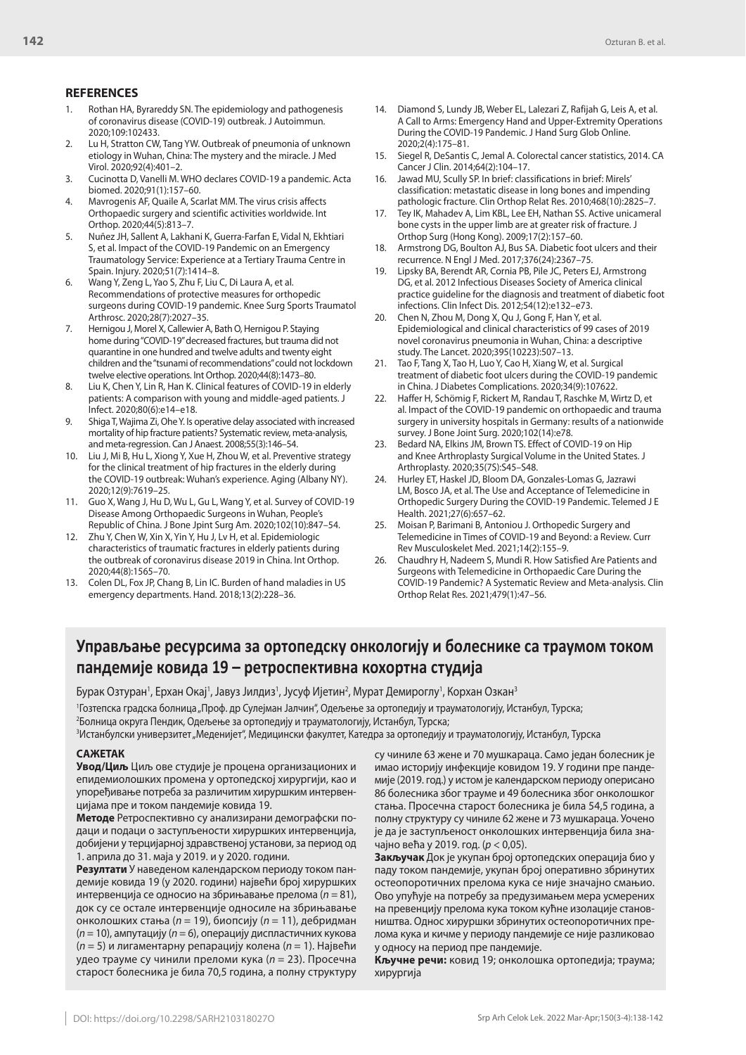## REFERENCES

1. Rothan HA, Byrareddy SN. The epidemiology and pathogenesis of coronavirus disease (COVID-19) outbreak. J Autoimmun. 2020;109:102433.
2. Lu H, Stratton CW, Tang YW. Outbreak of pneumonia of unknown etiology in Wuhan, China: The mystery and the miracle. J Med Virol. 2020;92(4):401–2.
3. Cucinotta D, Vanelli M. WHO declares COVID-19 a pandemic. Acta biomed. 2020;91(1):157–60.
4. Mavrogenis AF, Quaile A, Scarlat MM. The virus crisis affects Orthopaedic surgery and scientific activities worldwide. Int Orthop. 2020;44(5):813–7.
5. Nuñez JH, Sallent A, Lakhani K, Guerra-Farfan E, Vidal N, Ekhtiari S, et al. Impact of the COVID-19 Pandemic on an Emergency Traumatology Service: Experience at a Tertiary Trauma Centre in Spain. Injury. 2020;51(7):1414–8.
6. Wang Y, Zeng L, Yao S, Zhu F, Liu C, Di Laura A, et al. Recommendations of protective measures for orthopedic surgeons during COVID-19 pandemic. Knee Surg Sports Traumatol Arthrosc. 2020;28(7):2027–35.
7. Hernigou J, Morel X, Callewier A, Bath O, Hernigou P. Staying home during "COVID-19" decreased fractures, but trauma did not quarantine in one hundred and twelve adults and twenty eight children and the "tsunami of recommendations" could not lockdown twelve elective operations. Int Orthop. 2020;44(8):1473–80.
8. Liu K, Chen Y, Lin R, Han K. Clinical features of COVID-19 in elderly patients: A comparison with young and middle-aged patients. J Infect. 2020;80(6):e14–e18.
9. Shiga T, Wajima Zi, Ohe Y. Is operative delay associated with increased mortality of hip fracture patients? Systematic review, meta-analysis, and meta-regression. Can J Anaest. 2008;55(3):146–54.
10. Liu J, Mi B, Hu L, Xiong Y, Xue H, Zhou W, et al. Preventive strategy for the clinical treatment of hip fractures in the elderly during the COVID-19 outbreak: Wuhan's experience. Aging (Albany NY). 2020;12(9):7619–25.
11. Guo X, Wang J, Hu D, Wu L, Gu L, Wang Y, et al. Survey of COVID-19 Disease Among Orthopaedic Surgeons in Wuhan, People's Republic of China. J Bone Jpint Surg Am. 2020;102(10):847–54.
12. Zhu Y, Chen W, Xin X, Yin Y, Hu J, Lv H, et al. Epidemiologic characteristics of traumatic fractures in elderly patients during the outbreak of coronavirus disease 2019 in China. Int Orthop. 2020;44(8):1565–70.
13. Colen DL, Fox JP, Chang B, Lin IC. Burden of hand maladies in US emergency departments. Hand. 2018;13(2):228–36.
14. Diamond S, Lundy JB, Weber EL, Lalezari Z, Rafijah G, Leis A, et al. A Call to Arms: Emergency Hand and Upper-Extremity Operations During the COVID-19 Pandemic. J Hand Surg Glob Online. 2020;2(4):175–81.
15. Siegel R, DeSantis C, Jemal A. Colorectal cancer statistics, 2014. CA Cancer J Clin. 2014;64(2):104–17.
16. Jawad MU, Scully SP. In brief: classifications in brief: Mirels' classification: metastatic disease in long bones and impending pathologic fracture. Clin Orthop Relat Res. 2010;468(10):2825–7.
17. Tey IK, Mahadev A, Lim KBL, Lee EH, Nathan SS. Active unicameral bone cysts in the upper limb are at greater risk of fracture. J Orthop Surg (Hong Kong). 2009;17(2):157–60.
18. Armstrong DG, Boulton AJ, Bus SA. Diabetic foot ulcers and their recurrence. N Engl J Med. 2017;376(24):2367–75.
19. Lipsky BA, Berendt AR, Cornia PB, Pile JC, Peters EJ, Armstrong DG, et al. 2012 Infectious Diseases Society of America clinical practice guideline for the diagnosis and treatment of diabetic foot infections. Clin Infect Dis. 2012;54(12):e132–e73.
20. Chen N, Zhou M, Dong X, Qu J, Gong F, Han Y, et al. Epidemiological and clinical characteristics of 99 cases of 2019 novel coronavirus pneumonia in Wuhan, China: a descriptive study. The Lancet. 2020;395(10223):507–13.
21. Tao F, Tang X, Tao H, Luo Y, Cao H, Xiang W, et al. Surgical treatment of diabetic foot ulcers during the COVID-19 pandemic in China. J Diabetes Complications. 2020;34(9):107622.
22. Haffer H, Schömig F, Rickert M, Randau T, Raschke M, Wirtz D, et al. Impact of the COVID-19 pandemic on orthopaedic and trauma surgery in university hospitals in Germany: results of a nationwide survey. J Bone Joint Surg. 2020;102(14):e78.
23. Bedard NA, Elkins JM, Brown TS. Effect of COVID-19 on Hip and Knee Arthroplasty Surgical Volume in the United States. J Arthroplasty. 2020;35(7S):S45–S48.
24. Hurley ET, Haskel JD, Bloom DA, Gonzales-Lomas G, Jazrawi LM, Bosco JA, et al. The Use and Acceptance of Telemedicine in Orthopedic Surgery During the COVID-19 Pandemic. Telemed J E Health. 2021;27(6):657–62.
25. Moisan P, Barimani B, Antoniou J. Orthopedic Surgery and Telemedicine in Times of COVID-19 and Beyond: a Review. Curr Rev Musculoskelet Med. 2021;14(2):155–9.
26. Chaudhry H, Nadeem S, Mundi R. How Satisfied Are Patients and Surgeons with Telemedicine in Orthopaedic Care During the COVID-19 Pandemic? A Systematic Review and Meta-analysis. Clin Orthop Relat Res. 2021;479(1):47–56.

# Управљање ресурсима за ортопедску онкологију и болеснике са траумом током пандемије ковида 19 – ретроспективна кохортна студија

Бурак Озтуран[1], Ерхан Окај[1], Јавуз Јилдиз[1], Јусуф Ијетин[2], Мурат Демироглу[1], Корхан Озкан[3]

[1]Гозтепска градска болница „Проф. др Сулејман Јалчин", Одељење за ортопедију и трауматологију, Истанбул, Турска;
[2]Болница округа Пендик, Одељење за ортопедију и трауматологију, Истанбул, Турска;
[3]Истанбулски универзитет „Меденијет", Медицински факултет, Катедра за ортопедију и трауматологију, Истанбул, Турска

## САЖЕТАК

**Увод/Циљ** Циљ ове студије је процена организационих и епидемиолошких промена у ортопедској хирургији, као и упоређивање потреба за различитим хируршким интервенцијама пре и током пандемије ковида 19.

**Методе** Ретроспективно су анализирани демографски подаци и подаци о заступљености хируршких интервенција, добијени у терцијарној здравственој установи, за период од 1. априла до 31. маја у 2019. и у 2020. години.

**Резултати** У наведеном календарском периоду током пандемије ковида 19 (у 2020. години) највећи број хируршких интервенција се односио на збрињавање прелома ($n = 81$), док су се остале интервенције односиле на збрињавање онколошких стања ($n = 19$), биопсију ($n = 11$), дебридман ($n = 10$), ампутацију ($n = 6$), операцију диспластичних кукова ($n = 5$) и лигаментарну репарацију колена ($n = 1$). Највећи удео трауме су чинили преломи кука ($n = 23$). Просечна старост болесника је била 70,5 година, а полну структуру су чиниле 63 жене и 70 мушкараца. Само један болесник је имао историју инфекције ковидом 19. У години пре пандемије (2019. год.) у истом је календарском периоду оперисано 86 болесника због трауме и 49 болесника због онколошког стања. Просечна старост болесника је била 54,5 година, а полну структуру су чиниле 62 жене и 73 мушкарца. Уочено је да је заступљеност онколошких интервенција била значајно већа у 2019. год. ($p < 0,05$).

**Закључак** Док је укупан број ортопедских операција био у паду током пандемије, укупан број оперативно збринутих остеопоротичних прелома кука се није значајно смањио. Ово упућује на потребу за предузимањем мера усмерених на превенцију прелома кука током кућне изолације становништва. Однос хируршки збринутих остеопоротичних прелома кука и кичме у периоду пандемије се није разликовао у односу на период пре пандемије.

**Кључне речи:** ковид 19; онколошка ортопедија; траума; хирургија